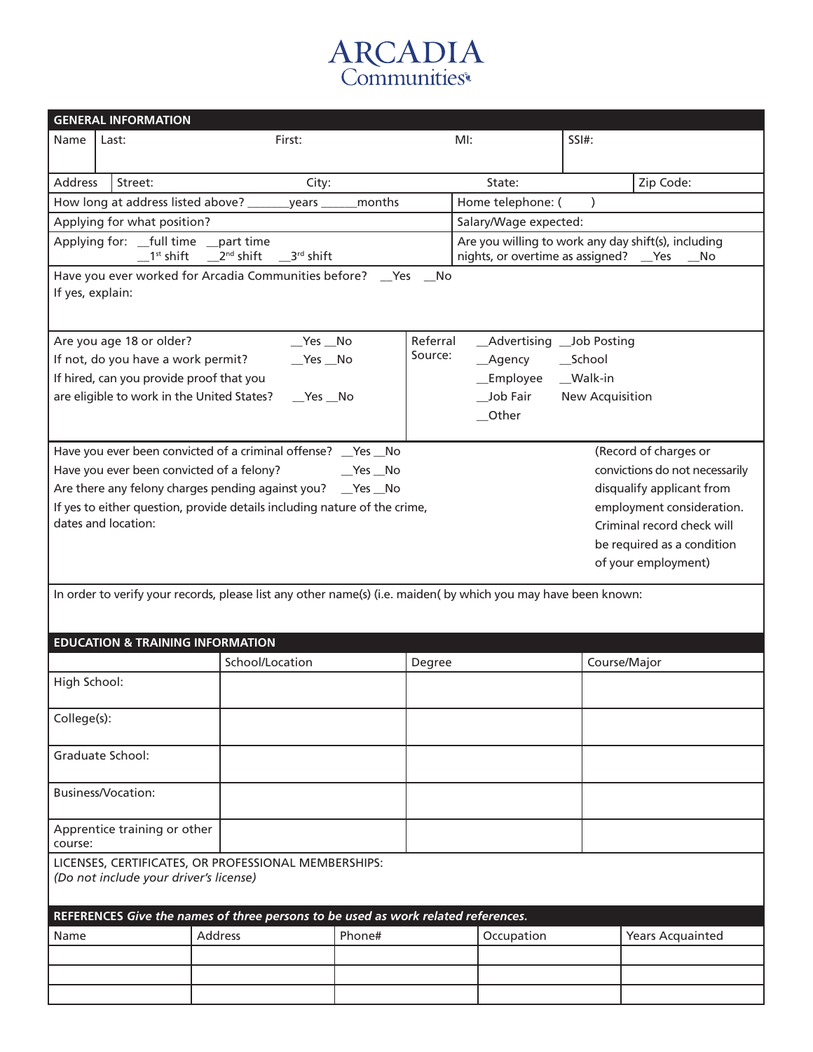# ARCADIA Communities

## GENERAL INFORMATION

| Name | Last: | First: | MI: | SSI#: |
|---|---|---|---|---|

| Address | Street: | City: | State: | Zip Code: |
|---|---|---|---|---|

How long at address listed above? ______years _____months

Home telephone: (     )

Applying for what position?

Salary/Wage expected:

Applying for: __full time __part time
__1st shift __2nd shift __3rd shift

Are you willing to work any day shift(s), including nights, or overtime as assigned? __Yes __No

Have you ever worked for Arcadia Communities before? __Yes __No
If yes, explain:

Are you age 18 or older? __Yes __No
If not, do you have a work permit? __Yes __No
If hired, can you provide proof that you are eligible to work in the United States? __Yes __No

Referral Source: __Advertising __Job Posting __Agency __School __Employee __Walk-in __Job Fair New Acquisition __Other

Have you ever been convicted of a criminal offense? __Yes __No
Have you ever been convicted of a felony? __Yes __No
Are there any felony charges pending against you? __Yes __No
If yes to either question, provide details including nature of the crime, dates and location:

(Record of charges or convictions do not necessarily disqualify applicant from employment consideration. Criminal record check will be required as a condition of your employment)

In order to verify your records, please list any other name(s) (i.e. maiden( by which you may have been known:

## EDUCATION & TRAINING INFORMATION

| | School/Location | Degree | Course/Major |
|---|---|---|---|
| High School: | | | |
| College(s): | | | |
| Graduate School: | | | |
| Business/Vocation: | | | |
| Apprentice training or other course: | | | |

LICENSES, CERTIFICATES, OR PROFESSIONAL MEMBERSHIPS:
*(Do not include your driver's license)*

## REFERENCES *Give the names of three persons to be used as work related references.*

| Name | Address | Phone# | Occupation | Years Acquainted |
|---|---|---|---|---|
| | | | | |
| | | | | |
| | | | | |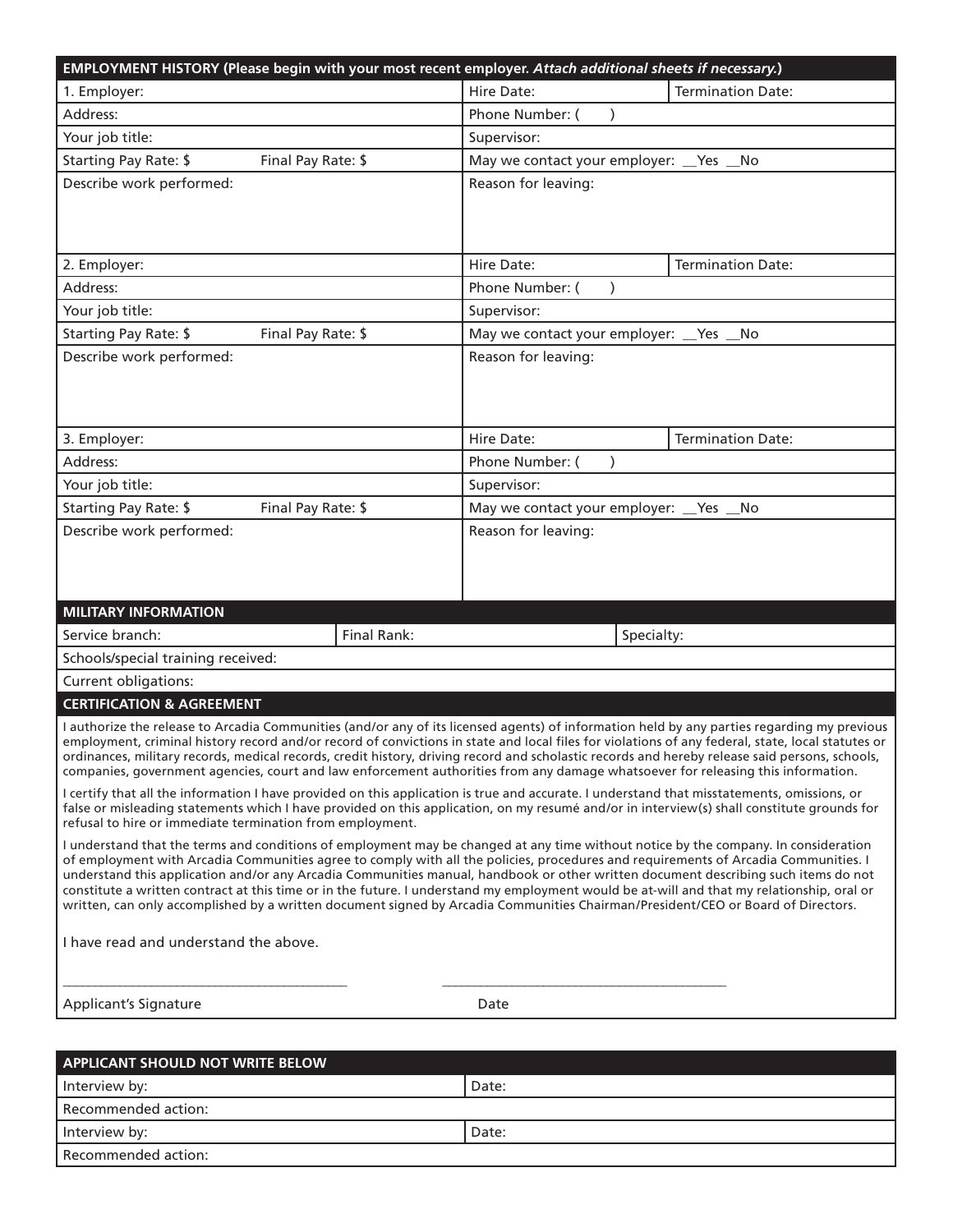## EMPLOYMENT HISTORY (Please begin with your most recent employer. *Attach additional sheets if necessary.*)

| | | | |
|---|---|---|---|
| 1. Employer: | | Hire Date: | Termination Date: |
| Address: | | Phone Number: ( ) | |
| Your job title: | | Supervisor: | |
| Starting Pay Rate: $ | Final Pay Rate: $ | May we contact your employer: __Yes __No | |
| Describe work performed: | | Reason for leaving: | |
| 2. Employer: | | Hire Date: | Termination Date: |
| Address: | | Phone Number: ( ) | |
| Your job title: | | Supervisor: | |
| Starting Pay Rate: $ | Final Pay Rate: $ | May we contact your employer: __Yes __No | |
| Describe work performed: | | Reason for leaving: | |
| 3. Employer: | | Hire Date: | Termination Date: |
| Address: | | Phone Number: ( ) | |
| Your job title: | | Supervisor: | |
| Starting Pay Rate: $ | Final Pay Rate: $ | May we contact your employer: __Yes __No | |
| Describe work performed: | | Reason for leaving: | |

## MILITARY INFORMATION

| | | |
|---|---|---|
| Service branch: | Final Rank: | Specialty: |
| Schools/special training received: | | |
| Current obligations: | | |

## CERTIFICATION & AGREEMENT

I authorize the release to Arcadia Communities (and/or any of its licensed agents) of information held by any parties regarding my previous employment, criminal history record and/or record of convictions in state and local files for violations of any federal, state, local statutes or ordinances, military records, medical records, credit history, driving record and scholastic records and hereby release said persons, schools, companies, government agencies, court and law enforcement authorities from any damage whatsoever for releasing this information.

I certify that all the information I have provided on this application is true and accurate. I understand that misstatements, omissions, or false or misleading statements which I have provided on this application, on my resumé and/or in interview(s) shall constitute grounds for refusal to hire or immediate termination from employment.

I understand that the terms and conditions of employment may be changed at any time without notice by the company. In consideration of employment with Arcadia Communities agree to comply with all the policies, procedures and requirements of Arcadia Communities. I understand this application and/or any Arcadia Communities manual, handbook or other written document describing such items do not constitute a written contract at this time or in the future. I understand my employment would be at-will and that my relationship, oral or written, can only accomplished by a written document signed by Arcadia Communities Chairman/President/CEO or Board of Directors.

I have read and understand the above.

\_\_\_\_\_\_\_\_\_\_\_\_\_\_\_\_\_\_\_\_\_\_\_\_\_\_\_\_\_\_\_\_\_\_\_\_\_ \_\_\_\_\_\_\_\_\_\_\_\_\_\_\_\_\_\_\_\_\_\_\_\_\_\_\_\_\_\_\_\_\_\_\_\_\_

Applicant's Signature Date

## APPLICANT SHOULD NOT WRITE BELOW

| | |
|---|---|
| Interview by: | Date: |
| Recommended action: | |
| Interview by: | Date: |
| Recommended action: | |